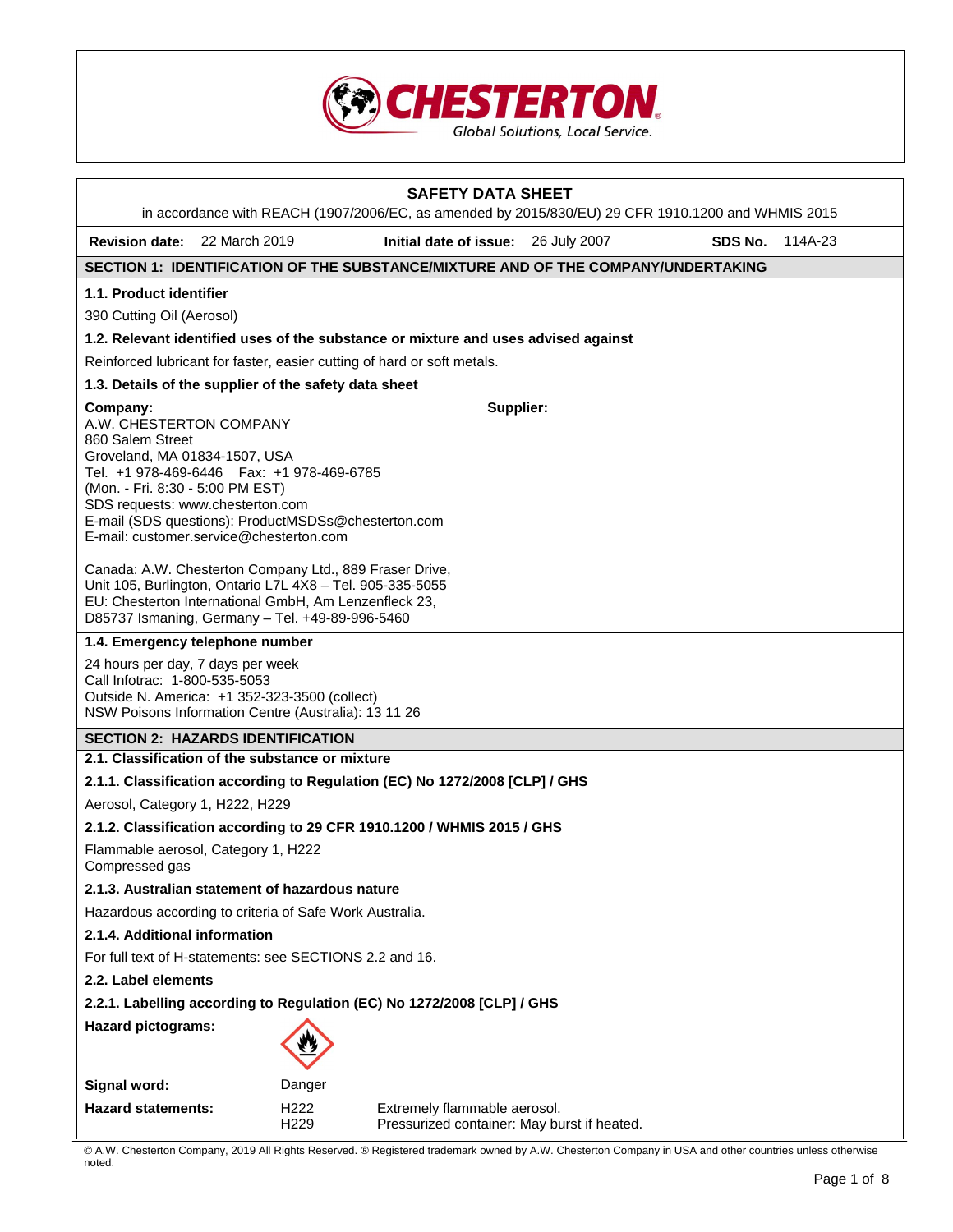CHESTERTON
Global Solutions, Local Service.

# SAFETY DATA SHEET

in accordance with REACH (1907/2006/EC, as amended by 2015/830/EU) 29 CFR 1910.1200 and WHMIS 2015

**Revision date:** 22 March 2019 **Initial date of issue:** 26 July 2007 **SDS No.** 114A-23

## SECTION 1: IDENTIFICATION OF THE SUBSTANCE/MIXTURE AND OF THE COMPANY/UNDERTAKING

### 1.1. Product identifier

390 Cutting Oil (Aerosol)

### 1.2. Relevant identified uses of the substance or mixture and uses advised against

Reinforced lubricant for faster, easier cutting of hard or soft metals.

### 1.3. Details of the supplier of the safety data sheet

**Company:**
A.W. CHESTERTON COMPANY
860 Salem Street
Groveland, MA 01834-1507, USA
Tel. +1 978-469-6446 Fax: +1 978-469-6785
(Mon. - Fri. 8:30 - 5:00 PM EST)
SDS requests: www.chesterton.com
E-mail (SDS questions): ProductMSDSs@chesterton.com
E-mail: customer.service@chesterton.com

**Supplier:**

Canada: A.W. Chesterton Company Ltd., 889 Fraser Drive, Unit 105, Burlington, Ontario L7L 4X8 – Tel. 905-335-5055
EU: Chesterton International GmbH, Am Lenzenfleck 23, D85737 Ismaning, Germany – Tel. +49-89-996-5460

### 1.4. Emergency telephone number

24 hours per day, 7 days per week
Call Infotrac: 1-800-535-5053
Outside N. America: +1 352-323-3500 (collect)
NSW Poisons Information Centre (Australia): 13 11 26

## SECTION 2: HAZARDS IDENTIFICATION

### 2.1. Classification of the substance or mixture

#### 2.1.1. Classification according to Regulation (EC) No 1272/2008 [CLP] / GHS

Aerosol, Category 1, H222, H229

#### 2.1.2. Classification according to 29 CFR 1910.1200 / WHMIS 2015 / GHS

Flammable aerosol, Category 1, H222
Compressed gas

#### 2.1.3. Australian statement of hazardous nature

Hazardous according to criteria of Safe Work Australia.

#### 2.1.4. Additional information

For full text of H-statements: see SECTIONS 2.2 and 16.

### 2.2. Label elements

#### 2.2.1. Labelling according to Regulation (EC) No 1272/2008 [CLP] / GHS

**Hazard pictograms:**

**Signal word:** Danger

**Hazard statements:**

| | |
|---|---|
| H222 | Extremely flammable aerosol. |
| H229 | Pressurized container: May burst if heated. |

© A.W. Chesterton Company, 2019 All Rights Reserved. ® Registered trademark owned by A.W. Chesterton Company in USA and other countries unless otherwise noted.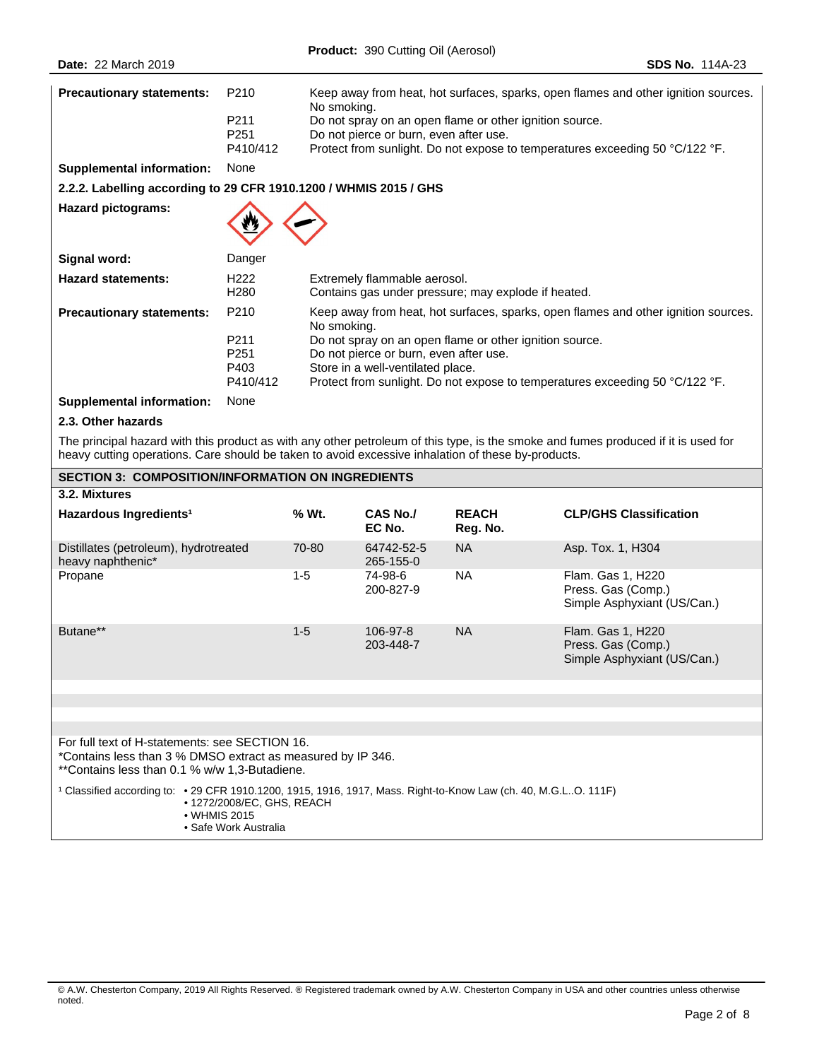**Precautionary statements:**

| | |
|---|---|
| P210 | Keep away from heat, hot surfaces, sparks, open flames and other ignition sources. No smoking. |
| P211 | Do not spray on an open flame or other ignition source. |
| P251 | Do not pierce or burn, even after use. |
| P410/412 | Protect from sunlight. Do not expose to temperatures exceeding 50 °C/122 °F. |

**Supplemental information:** None

**2.2.2. Labelling according to 29 CFR 1910.1200 / WHMIS 2015 / GHS**

**Hazard pictograms:**

**Signal word:** Danger

**Hazard statements:**

| | |
|---|---|
| H222 | Extremely flammable aerosol. |
| H280 | Contains gas under pressure; may explode if heated. |

**Precautionary statements:**

| | |
|---|---|
| P210 | Keep away from heat, hot surfaces, sparks, open flames and other ignition sources. No smoking. |
| P211 | Do not spray on an open flame or other ignition source. |
| P251 | Do not pierce or burn, even after use. |
| P403 | Store in a well-ventilated place. |
| P410/412 | Protect from sunlight. Do not expose to temperatures exceeding 50 °C/122 °F. |

**Supplemental information:** None

**2.3. Other hazards**

The principal hazard with this product as with any other petroleum of this type, is the smoke and fumes produced if it is used for heavy cutting operations. Care should be taken to avoid excessive inhalation of these by-products.

## SECTION 3: COMPOSITION/INFORMATION ON INGREDIENTS

**3.2. Mixtures**

| Hazardous Ingredients[1] | % Wt. | CAS No./ EC No. | REACH Reg. No. | CLP/GHS Classification |
|---|---|---|---|---|
| Distillates (petroleum), hydrotreated heavy naphthenic* | 70-80 | 64742-52-5 265-155-0 | NA | Asp. Tox. 1, H304 |
| Propane | 1-5 | 74-98-6 200-827-9 | NA | Flam. Gas 1, H220 Press. Gas (Comp.) Simple Asphyxiant (US/Can.) |
| Butane** | 1-5 | 106-97-8 203-448-7 | NA | Flam. Gas 1, H220 Press. Gas (Comp.) Simple Asphyxiant (US/Can.) |

For full text of H-statements: see SECTION 16.
*Contains less than 3 % DMSO extract as measured by IP 346.
**Contains less than 0.1 % w/w 1,3-Butadiene.

[1] Classified according to:
- 29 CFR 1910.1200, 1915, 1916, 1917, Mass. Right-to-Know Law (ch. 40, M.G.L..O. 111F)
- 1272/2008/EC, GHS, REACH
- WHMIS 2015
- Safe Work Australia

© A.W. Chesterton Company, 2019 All Rights Reserved. ® Registered trademark owned by A.W. Chesterton Company in USA and other countries unless otherwise noted.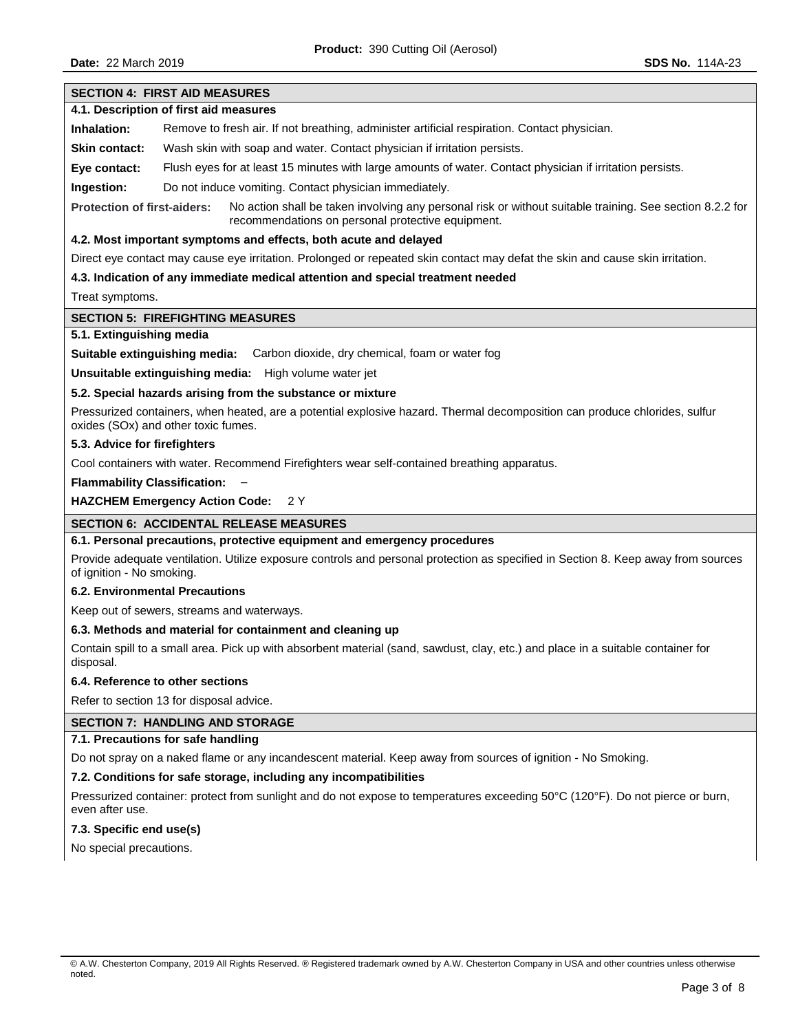## SECTION 4: FIRST AID MEASURES

### 4.1. Description of first aid measures

**Inhalation:** Remove to fresh air. If not breathing, administer artificial respiration. Contact physician.

**Skin contact:** Wash skin with soap and water. Contact physician if irritation persists.

**Eye contact:** Flush eyes for at least 15 minutes with large amounts of water. Contact physician if irritation persists.

**Ingestion:** Do not induce vomiting. Contact physician immediately.

**Protection of first-aiders:** No action shall be taken involving any personal risk or without suitable training. See section 8.2.2 for recommendations on personal protective equipment.

### 4.2. Most important symptoms and effects, both acute and delayed

Direct eye contact may cause eye irritation. Prolonged or repeated skin contact may defat the skin and cause skin irritation.

### 4.3. Indication of any immediate medical attention and special treatment needed

Treat symptoms.

## SECTION 5: FIREFIGHTING MEASURES

### 5.1. Extinguishing media

**Suitable extinguishing media:** Carbon dioxide, dry chemical, foam or water fog

**Unsuitable extinguishing media:** High volume water jet

### 5.2. Special hazards arising from the substance or mixture

Pressurized containers, when heated, are a potential explosive hazard. Thermal decomposition can produce chlorides, sulfur oxides (SOx) and other toxic fumes.

### 5.3. Advice for firefighters

Cool containers with water. Recommend Firefighters wear self-contained breathing apparatus.

**Flammability Classification:** –

**HAZCHEM Emergency Action Code:** 2 Y

## SECTION 6: ACCIDENTAL RELEASE MEASURES

### 6.1. Personal precautions, protective equipment and emergency procedures

Provide adequate ventilation. Utilize exposure controls and personal protection as specified in Section 8. Keep away from sources of ignition - No smoking.

### 6.2. Environmental Precautions

Keep out of sewers, streams and waterways.

### 6.3. Methods and material for containment and cleaning up

Contain spill to a small area. Pick up with absorbent material (sand, sawdust, clay, etc.) and place in a suitable container for disposal.

### 6.4. Reference to other sections

Refer to section 13 for disposal advice.

## SECTION 7: HANDLING AND STORAGE

### 7.1. Precautions for safe handling

Do not spray on a naked flame or any incandescent material. Keep away from sources of ignition - No Smoking.

### 7.2. Conditions for safe storage, including any incompatibilities

Pressurized container: protect from sunlight and do not expose to temperatures exceeding 50°C (120°F). Do not pierce or burn, even after use.

### 7.3. Specific end use(s)

No special precautions.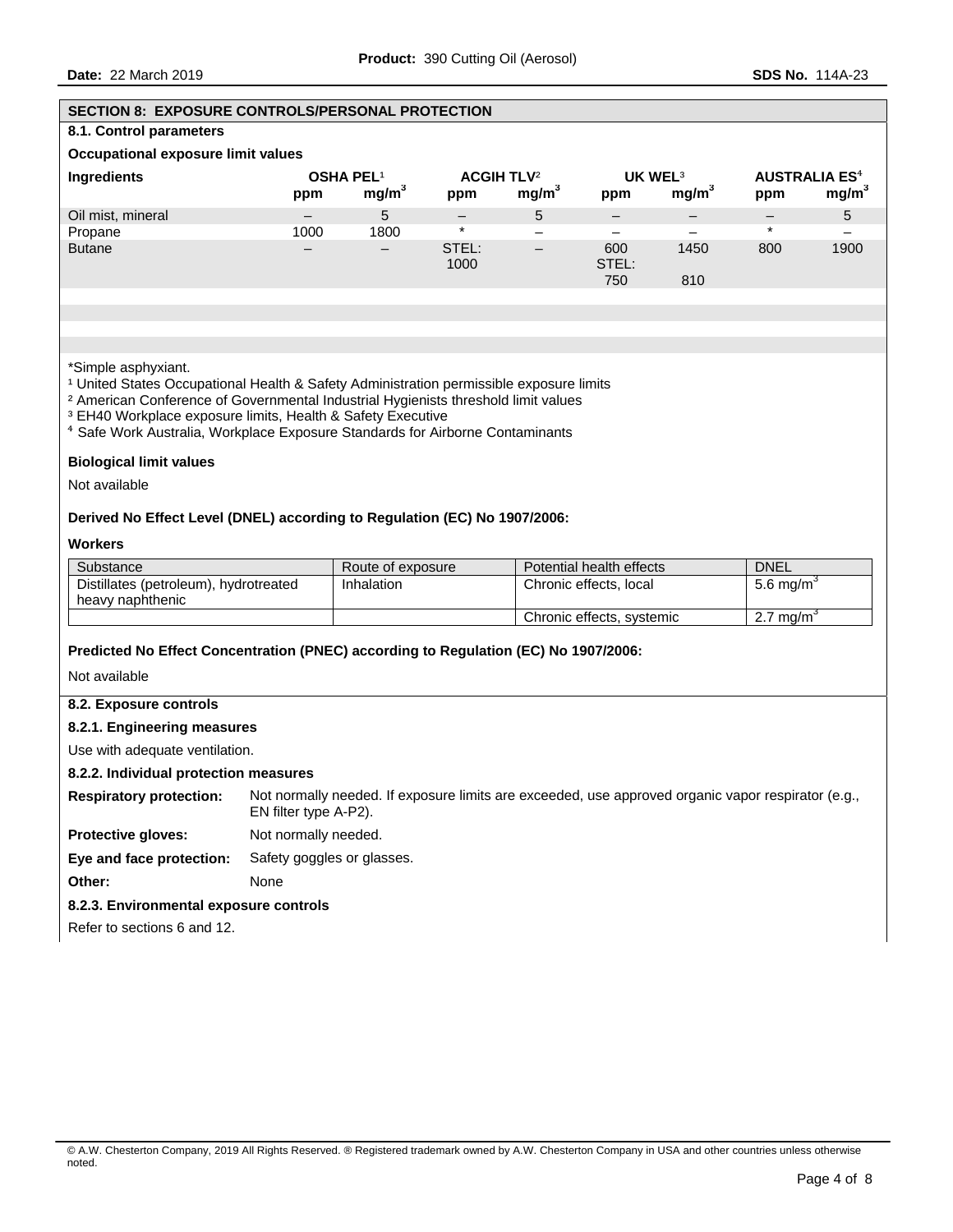## SECTION 8: EXPOSURE CONTROLS/PERSONAL PROTECTION

### 8.1. Control parameters

**Occupational exposure limit values**

| Ingredients | OSHA PEL[1] | | ACGIH TLV[2] | | UK WEL[3] | | AUSTRALIA ES[4] | |
|---|---|---|---|---|---|---|---|---|
| | ppm | $mg/m^3$ | ppm | $mg/m^3$ | ppm | $mg/m^3$ | ppm | $mg/m^3$ |
| Oil mist, mineral | – | 5 | – | 5 | – | – | – | 5 |
| Propane | 1000 | 1800 | * | – | – | – | * | – |
| Butane | – | – | STEL: 1000 | – | 600 STEL: 750 | 1450 810 | 800 | 1900 |

*Simple asphyxiant.

[1] United States Occupational Health & Safety Administration permissible exposure limits

[2] American Conference of Governmental Industrial Hygienists threshold limit values

[3] EH40 Workplace exposure limits, Health & Safety Executive

[4] Safe Work Australia, Workplace Exposure Standards for Airborne Contaminants

**Biological limit values**

Not available

**Derived No Effect Level (DNEL) according to Regulation (EC) No 1907/2006:**

**Workers**

| Substance | Route of exposure | Potential health effects | DNEL |
|---|---|---|---|
| Distillates (petroleum), hydrotreated heavy naphthenic | Inhalation | Chronic effects, local | 5.6 $mg/m^3$ |
| | | Chronic effects, systemic | 2.7 $mg/m^3$ |

**Predicted No Effect Concentration (PNEC) according to Regulation (EC) No 1907/2006:**

Not available

### 8.2. Exposure controls

**8.2.1. Engineering measures**

Use with adequate ventilation.

**8.2.2. Individual protection measures**

**Respiratory protection:** Not normally needed. If exposure limits are exceeded, use approved organic vapor respirator (e.g., EN filter type A-P2).

**Protective gloves:** Not normally needed.

**Eye and face protection:** Safety goggles or glasses.

**Other:** None

**8.2.3. Environmental exposure controls**

Refer to sections 6 and 12.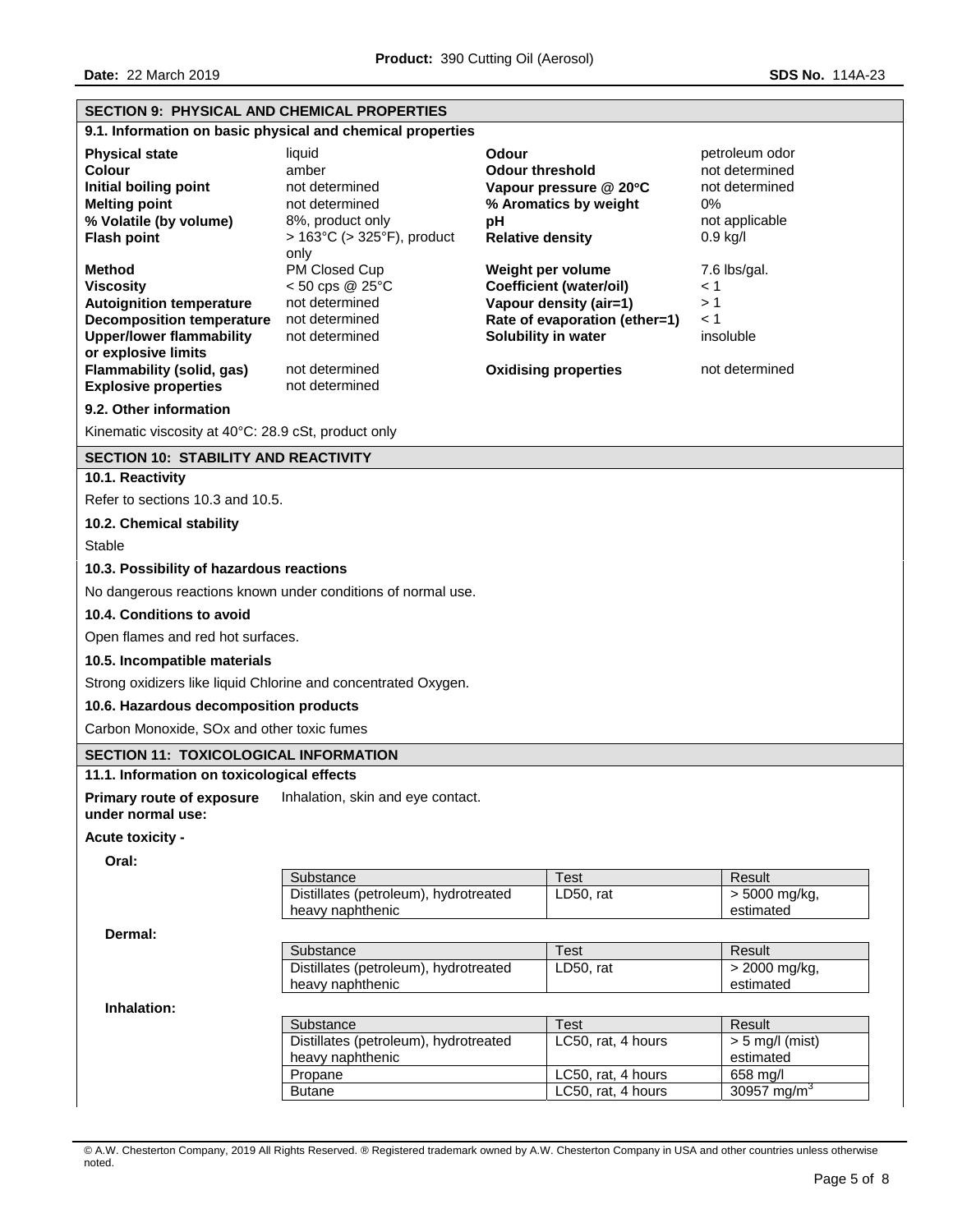## SECTION 9: PHYSICAL AND CHEMICAL PROPERTIES

### 9.1. Information on basic physical and chemical properties

| | | | |
|---|---|---|---|
| **Physical state** | liquid | **Odour** | petroleum odor |
| **Colour** | amber | **Odour threshold** | not determined |
| **Initial boiling point** | not determined | **Vapour pressure @ 20°C** | not determined |
| **Melting point** | not determined | **% Aromatics by weight** | 0% |
| **% Volatile (by volume)** | 8%, product only | **pH** | not applicable |
| **Flash point** | > 163°C (> 325°F), product only | **Relative density** | 0.9 kg/l |
| **Method** | PM Closed Cup | **Weight per volume** | 7.6 lbs/gal. |
| **Viscosity** | < 50 cps @ 25°C | **Coefficient (water/oil)** | < 1 |
| **Autoignition temperature** | not determined | **Vapour density (air=1)** | > 1 |
| **Decomposition temperature** | not determined | **Rate of evaporation (ether=1)** | < 1 |
| **Upper/lower flammability or explosive limits** | not determined | **Solubility in water** | insoluble |
| **Flammability (solid, gas)** | not determined | **Oxidising properties** | not determined |
| **Explosive properties** | not determined | | |

### 9.2. Other information

Kinematic viscosity at 40°C: 28.9 cSt, product only

## SECTION 10: STABILITY AND REACTIVITY

### 10.1. Reactivity

Refer to sections 10.3 and 10.5.

### 10.2. Chemical stability

Stable

### 10.3. Possibility of hazardous reactions

No dangerous reactions known under conditions of normal use.

### 10.4. Conditions to avoid

Open flames and red hot surfaces.

### 10.5. Incompatible materials

Strong oxidizers like liquid Chlorine and concentrated Oxygen.

### 10.6. Hazardous decomposition products

Carbon Monoxide, SOx and other toxic fumes

## SECTION 11: TOXICOLOGICAL INFORMATION

### 11.1. Information on toxicological effects

**Primary route of exposure under normal use:** Inhalation, skin and eye contact.

**Acute toxicity -**

**Oral:**

| Substance | Test | Result |
|---|---|---|
| Distillates (petroleum), hydrotreated heavy naphthenic | LD50, rat | > 5000 mg/kg, estimated |

**Dermal:**

| Substance | Test | Result |
|---|---|---|
| Distillates (petroleum), hydrotreated heavy naphthenic | LD50, rat | > 2000 mg/kg, estimated |

**Inhalation:**

| Substance | Test | Result |
|---|---|---|
| Distillates (petroleum), hydrotreated heavy naphthenic | LC50, rat, 4 hours | > 5 mg/l (mist) estimated |
| Propane | LC50, rat, 4 hours | 658 mg/l |
| Butane | LC50, rat, 4 hours | 30957 mg/m$^3$ |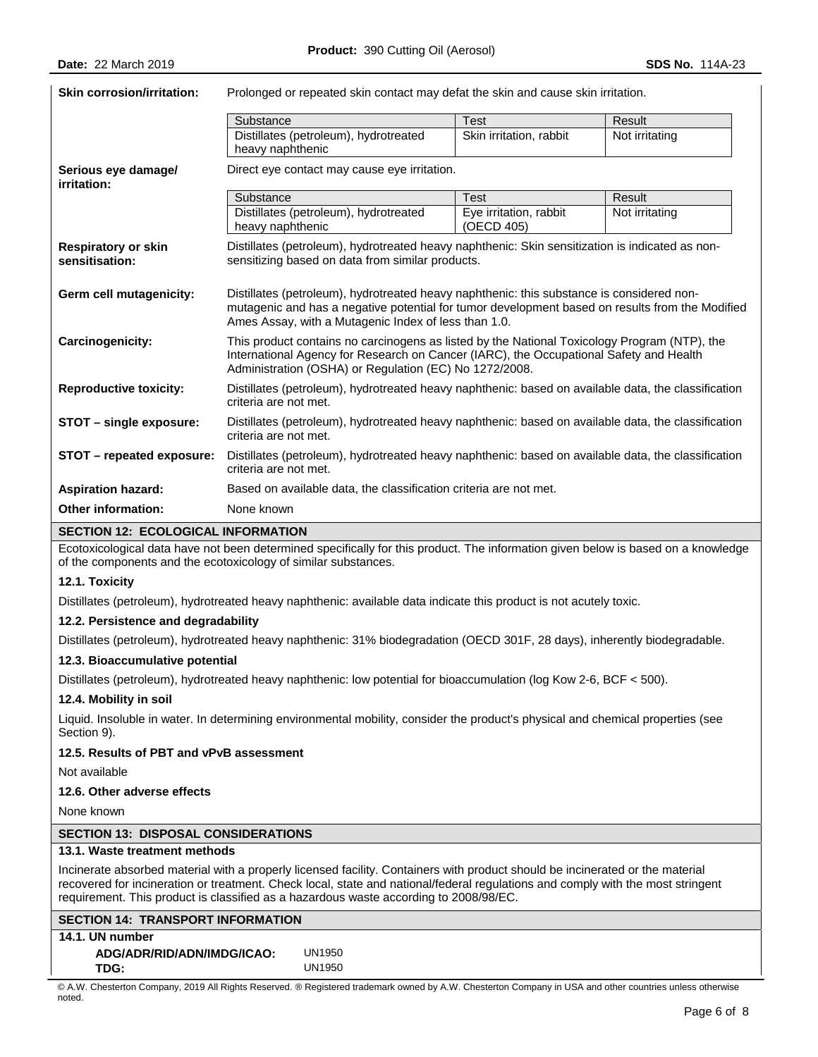**Skin corrosion/irritation:** Prolonged or repeated skin contact may defat the skin and cause skin irritation.

| Substance | Test | Result |
|---|---|---|
| Distillates (petroleum), hydrotreated heavy naphthenic | Skin irritation, rabbit | Not irritating |

**Serious eye damage/ irritation:** Direct eye contact may cause eye irritation.

| Substance | Test | Result |
|---|---|---|
| Distillates (petroleum), hydrotreated heavy naphthenic | Eye irritation, rabbit (OECD 405) | Not irritating |

**Respiratory or skin sensitisation:** Distillates (petroleum), hydrotreated heavy naphthenic: Skin sensitization is indicated as non-sensitizing based on data from similar products.

**Germ cell mutagenicity:** Distillates (petroleum), hydrotreated heavy naphthenic: this substance is considered non-mutagenic and has a negative potential for tumor development based on results from the Modified Ames Assay, with a Mutagenic Index of less than 1.0.

**Carcinogenicity:** This product contains no carcinogens as listed by the National Toxicology Program (NTP), the International Agency for Research on Cancer (IARC), the Occupational Safety and Health Administration (OSHA) or Regulation (EC) No 1272/2008.

**Reproductive toxicity:** Distillates (petroleum), hydrotreated heavy naphthenic: based on available data, the classification criteria are not met.

**STOT – single exposure:** Distillates (petroleum), hydrotreated heavy naphthenic: based on available data, the classification criteria are not met.

**STOT – repeated exposure:** Distillates (petroleum), hydrotreated heavy naphthenic: based on available data, the classification criteria are not met.

**Aspiration hazard:** Based on available data, the classification criteria are not met.

**Other information:** None known

## SECTION 12: ECOLOGICAL INFORMATION

Ecotoxicological data have not been determined specifically for this product. The information given below is based on a knowledge of the components and the ecotoxicology of similar substances.

### 12.1. Toxicity

Distillates (petroleum), hydrotreated heavy naphthenic: available data indicate this product is not acutely toxic.

### 12.2. Persistence and degradability

Distillates (petroleum), hydrotreated heavy naphthenic: 31% biodegradation (OECD 301F, 28 days), inherently biodegradable.

### 12.3. Bioaccumulative potential

Distillates (petroleum), hydrotreated heavy naphthenic: low potential for bioaccumulation (log Kow 2-6, BCF < 500).

### 12.4. Mobility in soil

Liquid. Insoluble in water. In determining environmental mobility, consider the product's physical and chemical properties (see Section 9).

### 12.5. Results of PBT and vPvB assessment

Not available

### 12.6. Other adverse effects

None known

## SECTION 13: DISPOSAL CONSIDERATIONS

### 13.1. Waste treatment methods

Incinerate absorbed material with a properly licensed facility. Containers with product should be incinerated or the material recovered for incineration or treatment. Check local, state and national/federal regulations and comply with the most stringent requirement. This product is classified as a hazardous waste according to 2008/98/EC.

## SECTION 14: TRANSPORT INFORMATION

### 14.1. UN number

**ADG/ADR/RID/ADN/IMDG/ICAO:** UN1950
**TDG:** UN1950

© A.W. Chesterton Company, 2019 All Rights Reserved. ® Registered trademark owned by A.W. Chesterton Company in USA and other countries unless otherwise noted.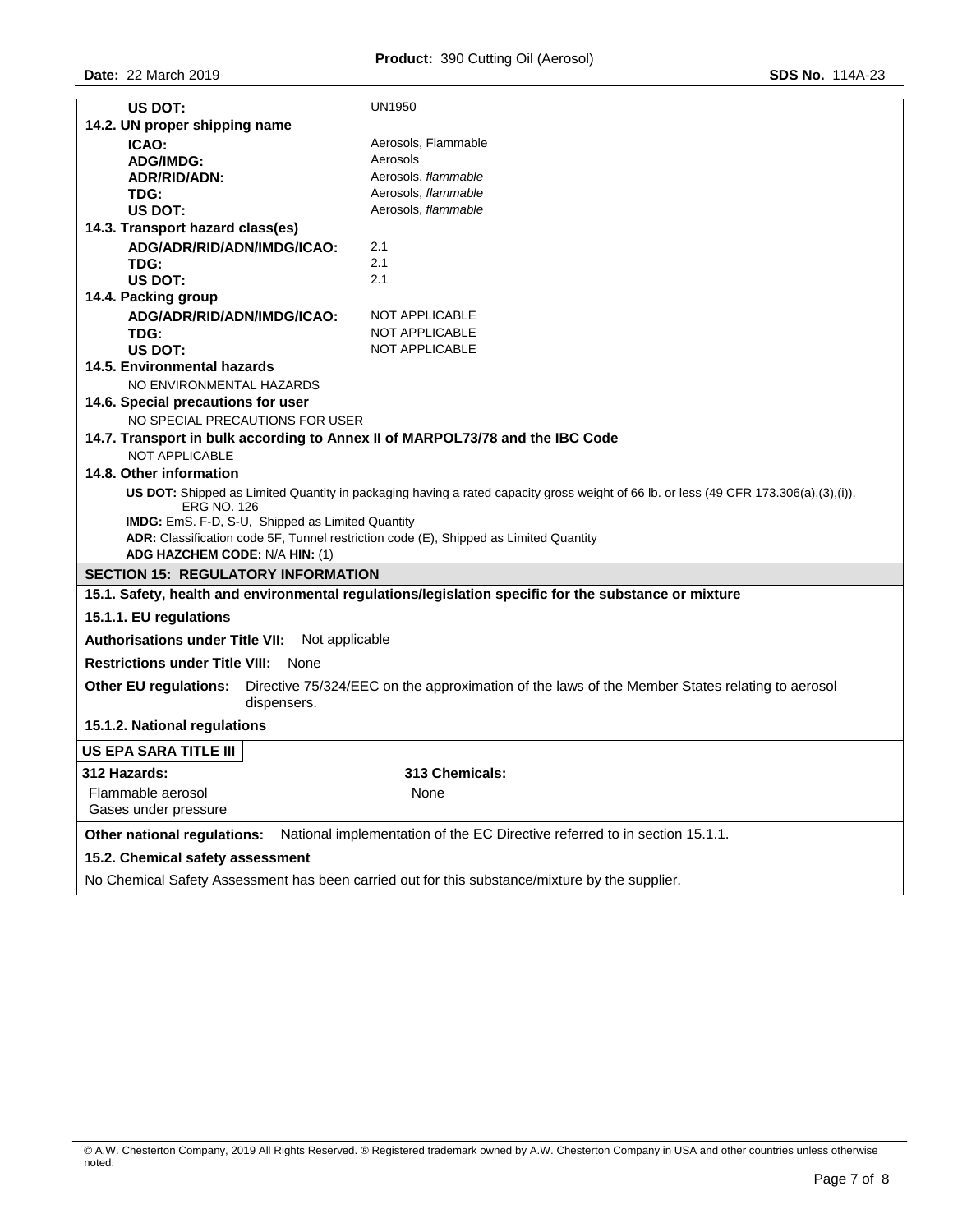| | |
|---|---|
| **US DOT:** | UN1950 |
| **14.2. UN proper shipping name** | |
| **ICAO:** | Aerosols, Flammable |
| **ADG/IMDG:** | Aerosols |
| **ADR/RID/ADN:** | Aerosols, *flammable* |
| **TDG:** | Aerosols, *flammable* |
| **US DOT:** | Aerosols, *flammable* |
| **14.3. Transport hazard class(es)** | |
| **ADG/ADR/RID/ADN/IMDG/ICAO:** | 2.1 |
| **TDG:** | 2.1 |
| **US DOT:** | 2.1 |
| **14.4. Packing group** | |
| **ADG/ADR/RID/ADN/IMDG/ICAO:** | NOT APPLICABLE |
| **TDG:** | NOT APPLICABLE |
| **US DOT:** | NOT APPLICABLE |

**14.5. Environmental hazards**

NO ENVIRONMENTAL HAZARDS

**14.6. Special precautions for user**

NO SPECIAL PRECAUTIONS FOR USER

**14.7. Transport in bulk according to Annex II of MARPOL73/78 and the IBC Code**

NOT APPLICABLE

**14.8. Other information**

**US DOT:** Shipped as Limited Quantity in packaging having a rated capacity gross weight of 66 lb. or less (49 CFR 173.306(a),(3),(i)). ERG NO. 126

**IMDG:** EmS. F-D, S-U, Shipped as Limited Quantity

**ADR:** Classification code 5F, Tunnel restriction code (E), Shipped as Limited Quantity

**ADG HAZCHEM CODE:** N/A **HIN:** (1)

## SECTION 15: REGULATORY INFORMATION

**15.1. Safety, health and environmental regulations/legislation specific for the substance or mixture**

**15.1.1. EU regulations**

**Authorisations under Title VII:** Not applicable

**Restrictions under Title VIII:** None

**Other EU regulations:** Directive 75/324/EEC on the approximation of the laws of the Member States relating to aerosol dispensers.

**15.1.2. National regulations**

**US EPA SARA TITLE III**

| 312 Hazards: | 313 Chemicals: |
|---|---|
| Flammable aerosol<br>Gases under pressure | None |

**Other national regulations:** National implementation of the EC Directive referred to in section 15.1.1.

**15.2. Chemical safety assessment**

No Chemical Safety Assessment has been carried out for this substance/mixture by the supplier.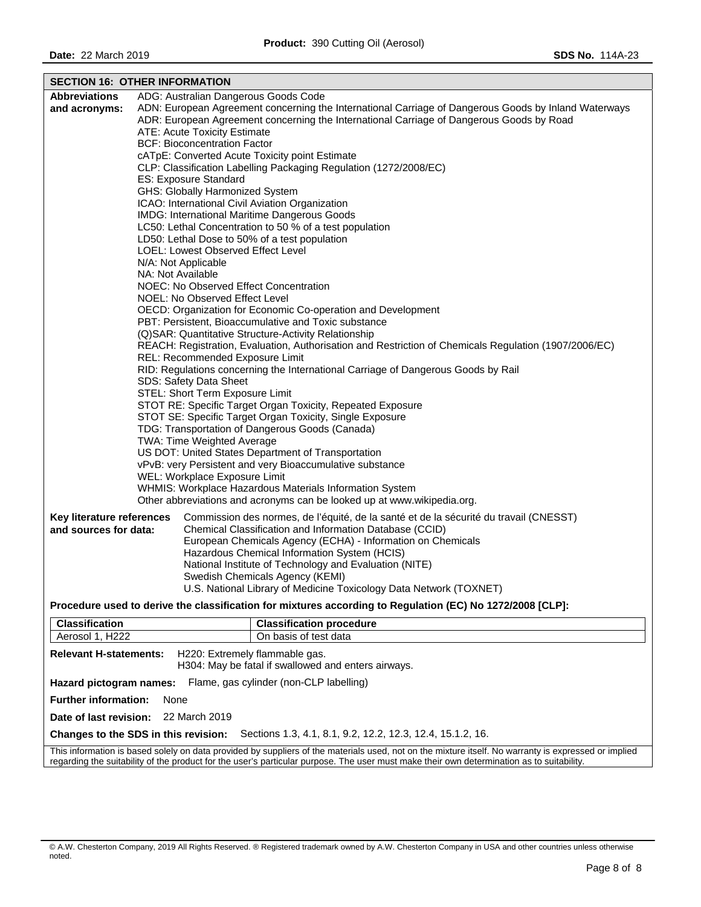## SECTION 16: OTHER INFORMATION

**Abbreviations and acronyms:**

ADG: Australian Dangerous Goods Code
ADN: European Agreement concerning the International Carriage of Dangerous Goods by Inland Waterways
ADR: European Agreement concerning the International Carriage of Dangerous Goods by Road
ATE: Acute Toxicity Estimate
BCF: Bioconcentration Factor
cATpE: Converted Acute Toxicity point Estimate
CLP: Classification Labelling Packaging Regulation (1272/2008/EC)
ES: Exposure Standard
GHS: Globally Harmonized System
ICAO: International Civil Aviation Organization
IMDG: International Maritime Dangerous Goods
LC50: Lethal Concentration to 50 % of a test population
LD50: Lethal Dose to 50% of a test population
LOEL: Lowest Observed Effect Level
N/A: Not Applicable
NA: Not Available
NOEC: No Observed Effect Concentration
NOEL: No Observed Effect Level
OECD: Organization for Economic Co-operation and Development
PBT: Persistent, Bioaccumulative and Toxic substance
(Q)SAR: Quantitative Structure-Activity Relationship
REACH: Registration, Evaluation, Authorisation and Restriction of Chemicals Regulation (1907/2006/EC)
REL: Recommended Exposure Limit
RID: Regulations concerning the International Carriage of Dangerous Goods by Rail
SDS: Safety Data Sheet
STEL: Short Term Exposure Limit
STOT RE: Specific Target Organ Toxicity, Repeated Exposure
STOT SE: Specific Target Organ Toxicity, Single Exposure
TDG: Transportation of Dangerous Goods (Canada)
TWA: Time Weighted Average
US DOT: United States Department of Transportation
vPvB: very Persistent and very Bioaccumulative substance
WEL: Workplace Exposure Limit
WHMIS: Workplace Hazardous Materials Information System
Other abbreviations and acronyms can be looked up at www.wikipedia.org.

**Key literature references and sources for data:**

Commission des normes, de l'équité, de la santé et de la sécurité du travail (CNESST)
Chemical Classification and Information Database (CCID)
European Chemicals Agency (ECHA) - Information on Chemicals
Hazardous Chemical Information System (HCIS)
National Institute of Technology and Evaluation (NITE)
Swedish Chemicals Agency (KEMI)
U.S. National Library of Medicine Toxicology Data Network (TOXNET)

**Procedure used to derive the classification for mixtures according to Regulation (EC) No 1272/2008 [CLP]:**

| Classification | Classification procedure |
|---|---|
| Aerosol 1, H222 | On basis of test data |

**Relevant H-statements:** H220: Extremely flammable gas.
H304: May be fatal if swallowed and enters airways.

**Hazard pictogram names:** Flame, gas cylinder (non-CLP labelling)

**Further information:** None

**Date of last revision:** 22 March 2019

**Changes to the SDS in this revision:** Sections 1.3, 4.1, 8.1, 9.2, 12.2, 12.3, 12.4, 15.1.2, 16.

This information is based solely on data provided by suppliers of the materials used, not on the mixture itself. No warranty is expressed or implied regarding the suitability of the product for the user's particular purpose. The user must make their own determination as to suitability.

© A.W. Chesterton Company, 2019 All Rights Reserved. ® Registered trademark owned by A.W. Chesterton Company in USA and other countries unless otherwise noted.